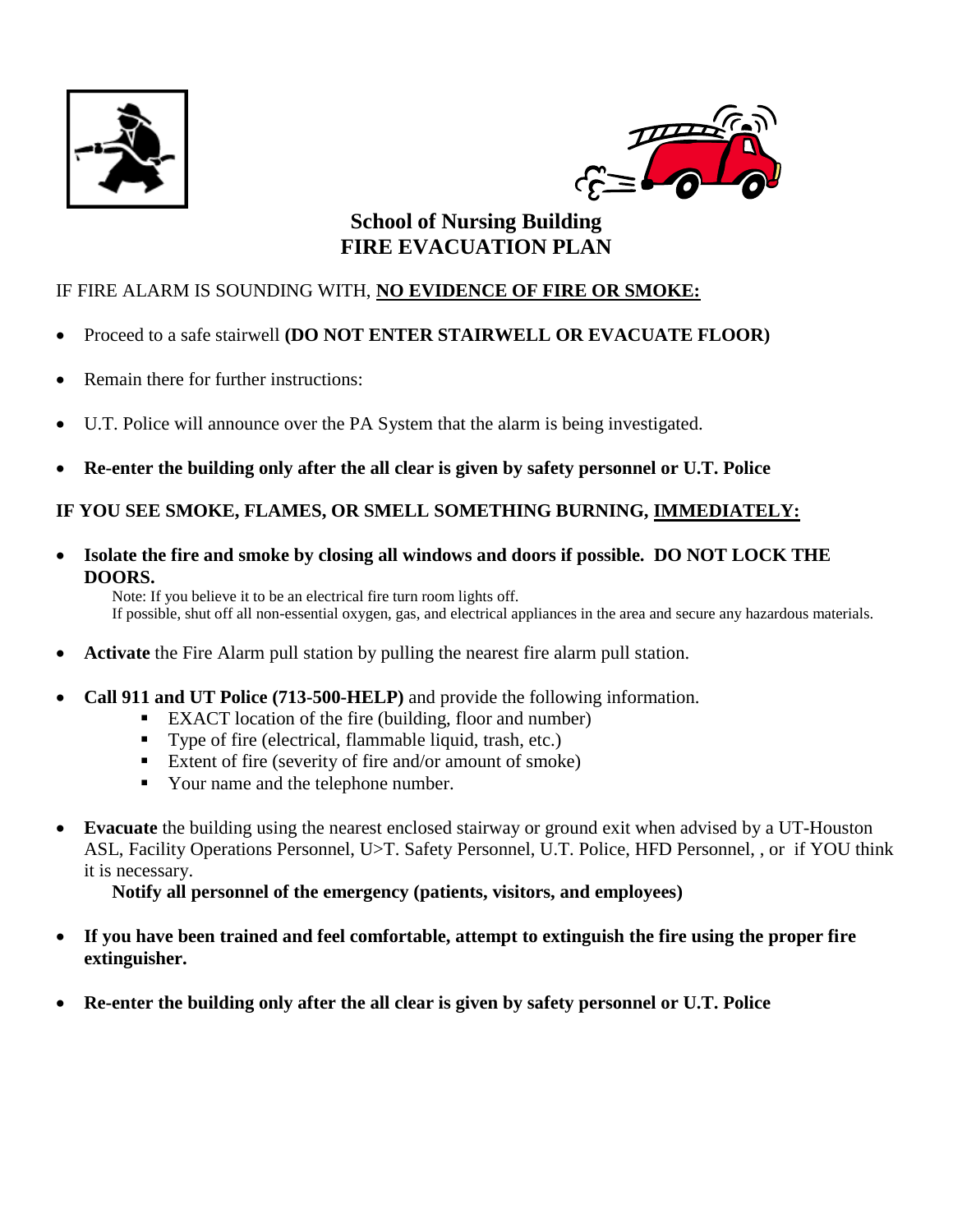# School of Nursing Building
# FIRE EVACUATION PLAN

IF FIRE ALARM IS SOUNDING WITH, **NO EVIDENCE OF FIRE OR SMOKE:**

- Proceed to a safe stairwell **(DO NOT ENTER STAIRWELL OR EVACUATE FLOOR)**
- Remain there for further instructions:
- U.T. Police will announce over the PA System that the alarm is being investigated.
- **Re-enter the building only after the all clear is given by safety personnel or U.T. Police**

**IF YOU SEE SMOKE, FLAMES, OR SMELL SOMETHING BURNING, IMMEDIATELY:**

- **Isolate the fire and smoke by closing all windows and doors if possible. DO NOT LOCK THE DOORS.**

  Note: If you believe it to be an electrical fire turn room lights off.
  If possible, shut off all non-essential oxygen, gas, and electrical appliances in the area and secure any hazardous materials.

- **Activate** the Fire Alarm pull station by pulling the nearest fire alarm pull station.
- **Call 911 and UT Police (713-500-HELP)** and provide the following information.
  - EXACT location of the fire (building, floor and number)
  - Type of fire (electrical, flammable liquid, trash, etc.)
  - Extent of fire (severity of fire and/or amount of smoke)
  - Your name and the telephone number.
- **Evacuate** the building using the nearest enclosed stairway or ground exit when advised by a UT-Houston ASL, Facility Operations Personnel, U>T. Safety Personnel, U.T. Police, HFD Personnel, , or if YOU think it is necessary.

  **Notify all personnel of the emergency (patients, visitors, and employees)**

- **If you have been trained and feel comfortable, attempt to extinguish the fire using the proper fire extinguisher.**
- **Re-enter the building only after the all clear is given by safety personnel or U.T. Police**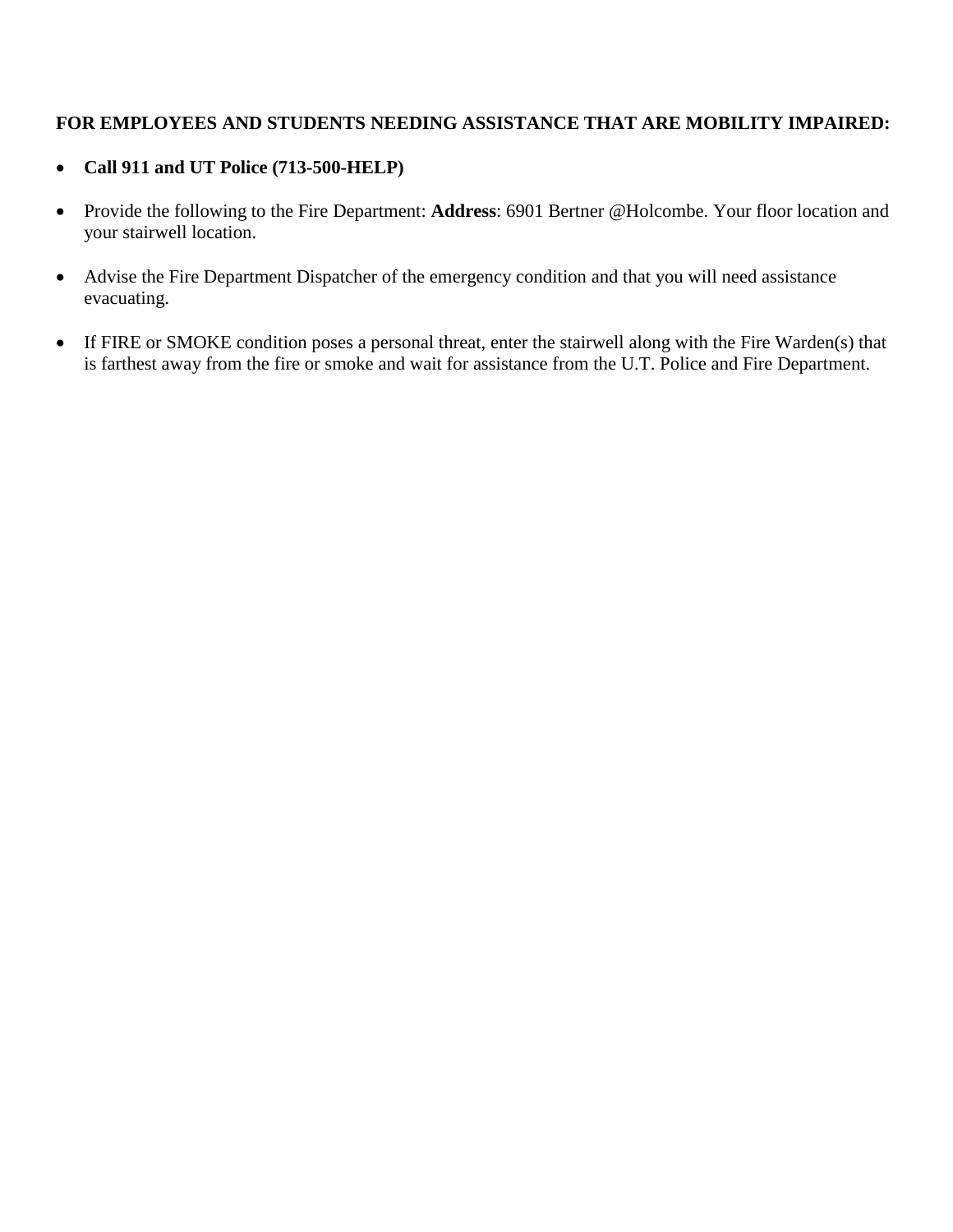**FOR EMPLOYEES AND STUDENTS NEEDING ASSISTANCE THAT ARE MOBILITY IMPAIRED:**

- **Call 911 and UT Police (713-500-HELP)**

- Provide the following to the Fire Department: **Address**: 6901 Bertner @Holcombe. Your floor location and your stairwell location.

- Advise the Fire Department Dispatcher of the emergency condition and that you will need assistance evacuating.

- If FIRE or SMOKE condition poses a personal threat, enter the stairwell along with the Fire Warden(s) that is farthest away from the fire or smoke and wait for assistance from the U.T. Police and Fire Department.